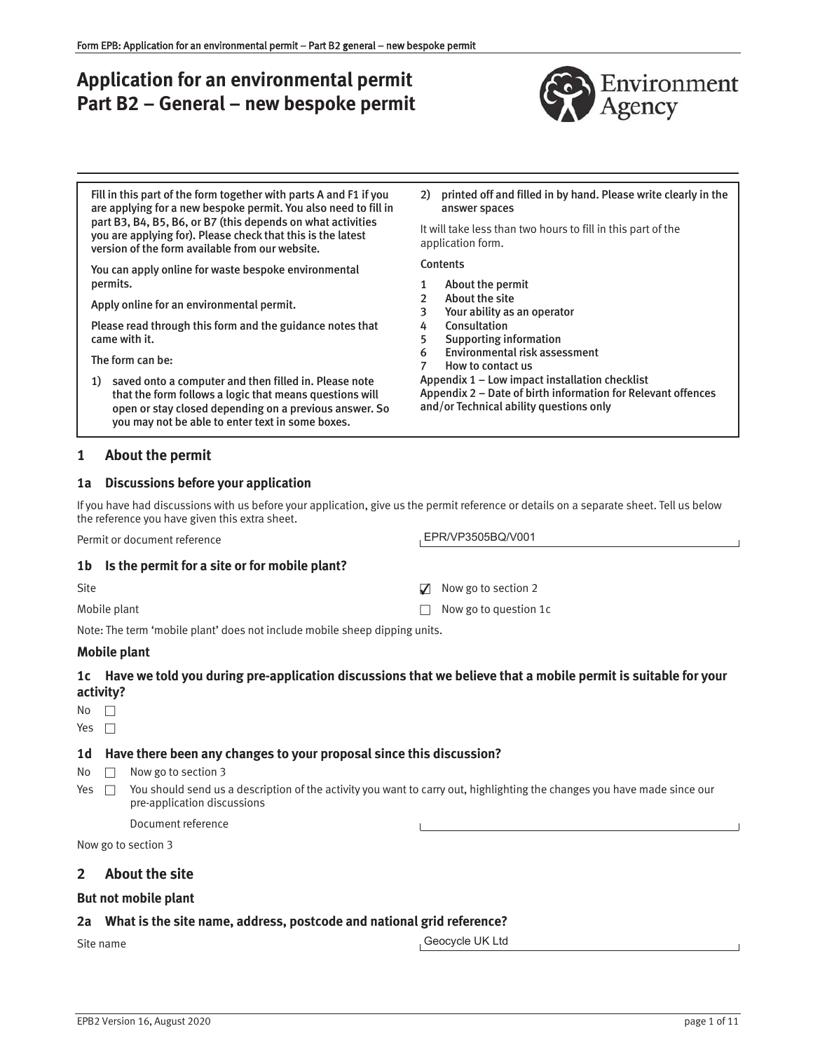# Application for an environmental permit Part B2 – General – new bespoke permit

Fill in this part of the form together with parts A and F1 if you are applying for a new bespoke permit. You also need to fill in part B3, B4, B5, B6, or B7 (this depends on what activities you are applying for). Please check that this is the latest version of the form available from our website.

You can apply online for waste bespoke environmental permits.

Apply online for an environmental permit.

Please read through this form and the guidance notes that came with it.

The form can be:

1) saved onto a computer and then filled in. Please note that the form follows a logic that means questions will open or stay closed depending on a previous answer. So you may not be able to enter text in some boxes.
2) printed off and filled in by hand. Please write clearly in the answer spaces

It will take less than two hours to fill in this part of the application form.

Contents

1 About the permit
2 About the site
3 Your ability as an operator
4 Consultation
5 Supporting information
6 Environmental risk assessment
7 How to contact us

Appendix 1 – Low impact installation checklist
Appendix 2 – Date of birth information for Relevant offences and/or Technical ability questions only

## 1 About the permit

### 1a Discussions before your application

If you have had discussions with us before your application, give us the permit reference or details on a separate sheet. Tell us below the reference you have given this extra sheet.

Permit or document reference: EPR/VP3505BQ/V001

### 1b Is the permit for a site or for mobile plant?

Site ☑ Now go to section 2

Mobile plant ☐ Now go to question 1c

Note: The term 'mobile plant' does not include mobile sheep dipping units.

### Mobile plant

### 1c Have we told you during pre-application discussions that we believe that a mobile permit is suitable for your activity?

No ☐

Yes ☐

### 1d Have there been any changes to your proposal since this discussion?

No ☐ Now go to section 3

Yes ☐ You should send us a description of the activity you want to carry out, highlighting the changes you have made since our pre-application discussions

Document reference:

Now go to section 3

## 2 About the site

### But not mobile plant

### 2a What is the site name, address, postcode and national grid reference?

Site name: Geocycle UK Ltd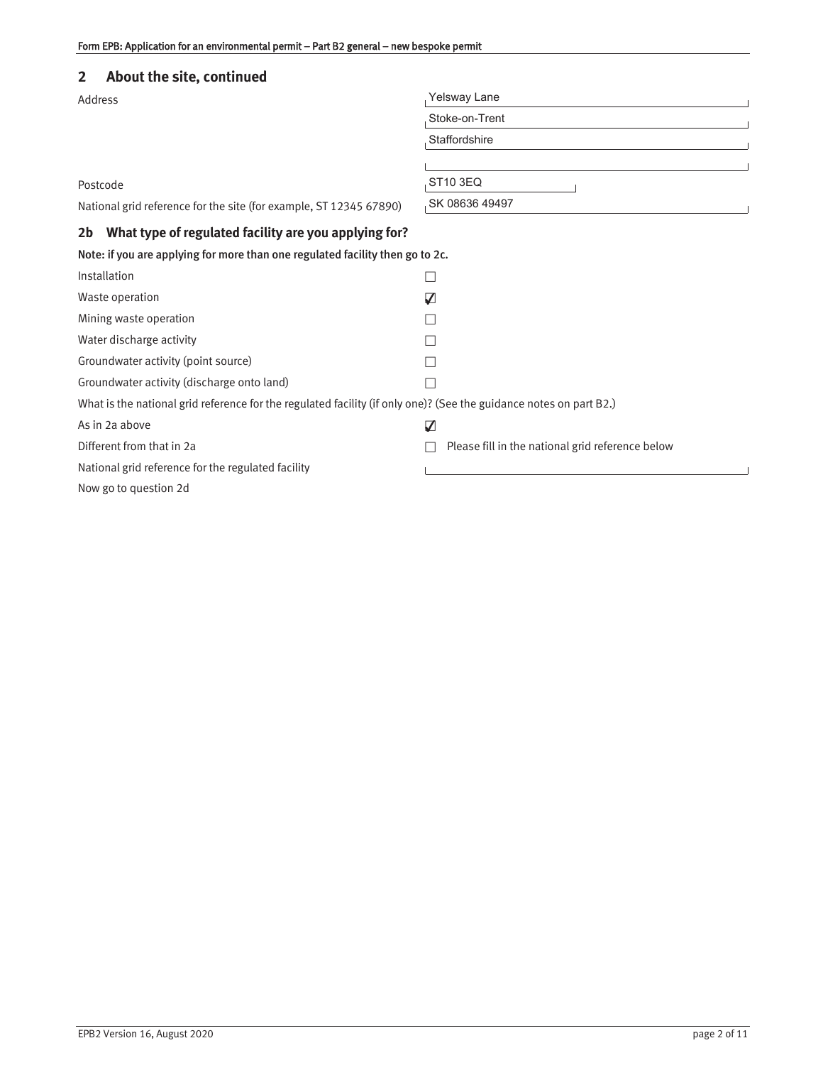## 2 About the site, continued

| | |
|---|---|
| Address | Yelsway Lane |
| | Stoke-on-Trent |
| | Staffordshire |
| | |
| Postcode | ST10 3EQ |
| National grid reference for the site (for example, ST 12345 67890) | SK 08636 49497 |

### 2b What type of regulated facility are you applying for?

**Note: if you are applying for more than one regulated facility then go to 2c.**

| | |
|---|---|
| Installation | ☐ |
| Waste operation | ☑ |
| Mining waste operation | ☐ |
| Water discharge activity | ☐ |
| Groundwater activity (point source) | ☐ |
| Groundwater activity (discharge onto land) | ☐ |

What is the national grid reference for the regulated facility (if only one)? (See the guidance notes on part B2.)

| | |
|---|---|
| As in 2a above | ☑ |
| Different from that in 2a | ☐ Please fill in the national grid reference below |
| National grid reference for the regulated facility | |

Now go to question 2d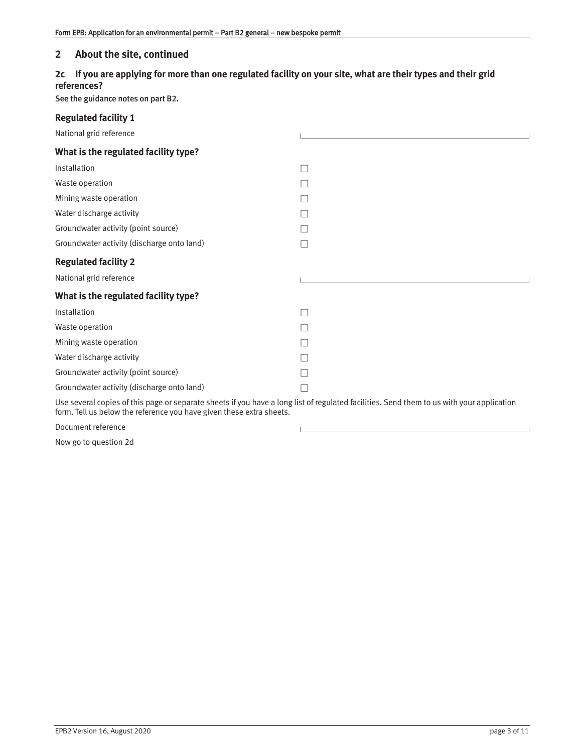## 2 About the site, continued

### 2c If you are applying for more than one regulated facility on your site, what are their types and their grid references?

See the guidance notes on part B2.

#### Regulated facility 1

National grid reference \_\_\_\_\_\_\_\_\_\_\_\_\_\_\_\_

#### What is the regulated facility type?

- ☐ Installation
- ☐ Waste operation
- ☐ Mining waste operation
- ☐ Water discharge activity
- ☐ Groundwater activity (point source)
- ☐ Groundwater activity (discharge onto land)

#### Regulated facility 2

National grid reference \_\_\_\_\_\_\_\_\_\_\_\_\_\_\_\_

#### What is the regulated facility type?

- ☐ Installation
- ☐ Waste operation
- ☐ Mining waste operation
- ☐ Water discharge activity
- ☐ Groundwater activity (point source)
- ☐ Groundwater activity (discharge onto land)

Use several copies of this page or separate sheets if you have a long list of regulated facilities. Send them to us with your application form. Tell us below the reference you have given these extra sheets.

Document reference \_\_\_\_\_\_\_\_\_\_\_\_\_\_\_\_

Now go to question 2d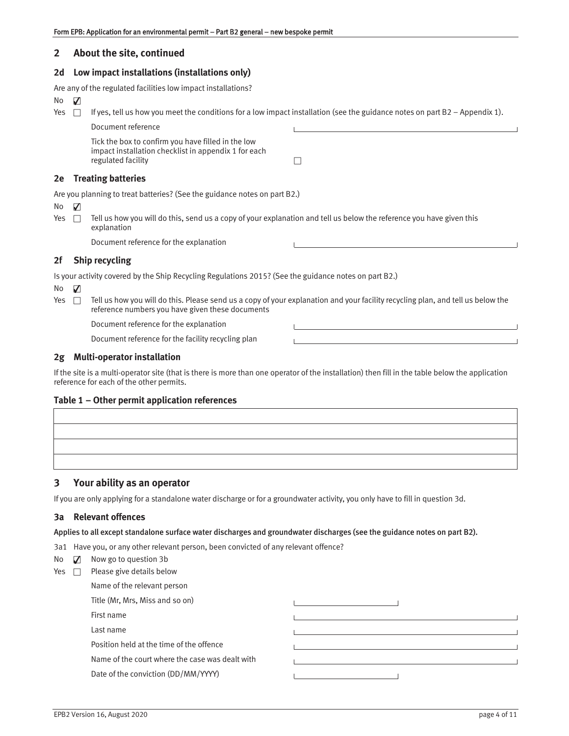## 2 About the site, continued

### 2d Low impact installations (installations only)

Are any of the regulated facilities low impact installations?

No ☑

Yes ☐ If yes, tell us how you meet the conditions for a low impact installation (see the guidance notes on part B2 – Appendix 1).

Document reference

Tick the box to confirm you have filled in the low impact installation checklist in appendix 1 for each regulated facility ☐

### 2e Treating batteries

Are you planning to treat batteries? (See the guidance notes on part B2.)

No ☑

Yes ☐ Tell us how you will do this, send us a copy of your explanation and tell us below the reference you have given this explanation

Document reference for the explanation

### 2f Ship recycling

Is your activity covered by the Ship Recycling Regulations 2015? (See the guidance notes on part B2.)

No ☑

Yes ☐ Tell us how you will do this. Please send us a copy of your explanation and your facility recycling plan, and tell us below the reference numbers you have given these documents

Document reference for the explanation

Document reference for the facility recycling plan

### 2g Multi-operator installation

If the site is a multi-operator site (that is there is more than one operator of the installation) then fill in the table below the application reference for each of the other permits.

**Table 1 – Other permit application references**

| |
|---|
| |
| |
| |

## 3 Your ability as an operator

If you are only applying for a standalone water discharge or for a groundwater activity, you only have to fill in question 3d.

### 3a Relevant offences

**Applies to all except standalone surface water discharges and groundwater discharges (see the guidance notes on part B2).**

3a1 Have you, or any other relevant person, been convicted of any relevant offence?

No ☑ Now go to question 3b

Yes ☐ Please give details below

Name of the relevant person

Title (Mr, Mrs, Miss and so on)

First name

Last name

Position held at the time of the offence

Name of the court where the case was dealt with

Date of the conviction (DD/MM/YYYY)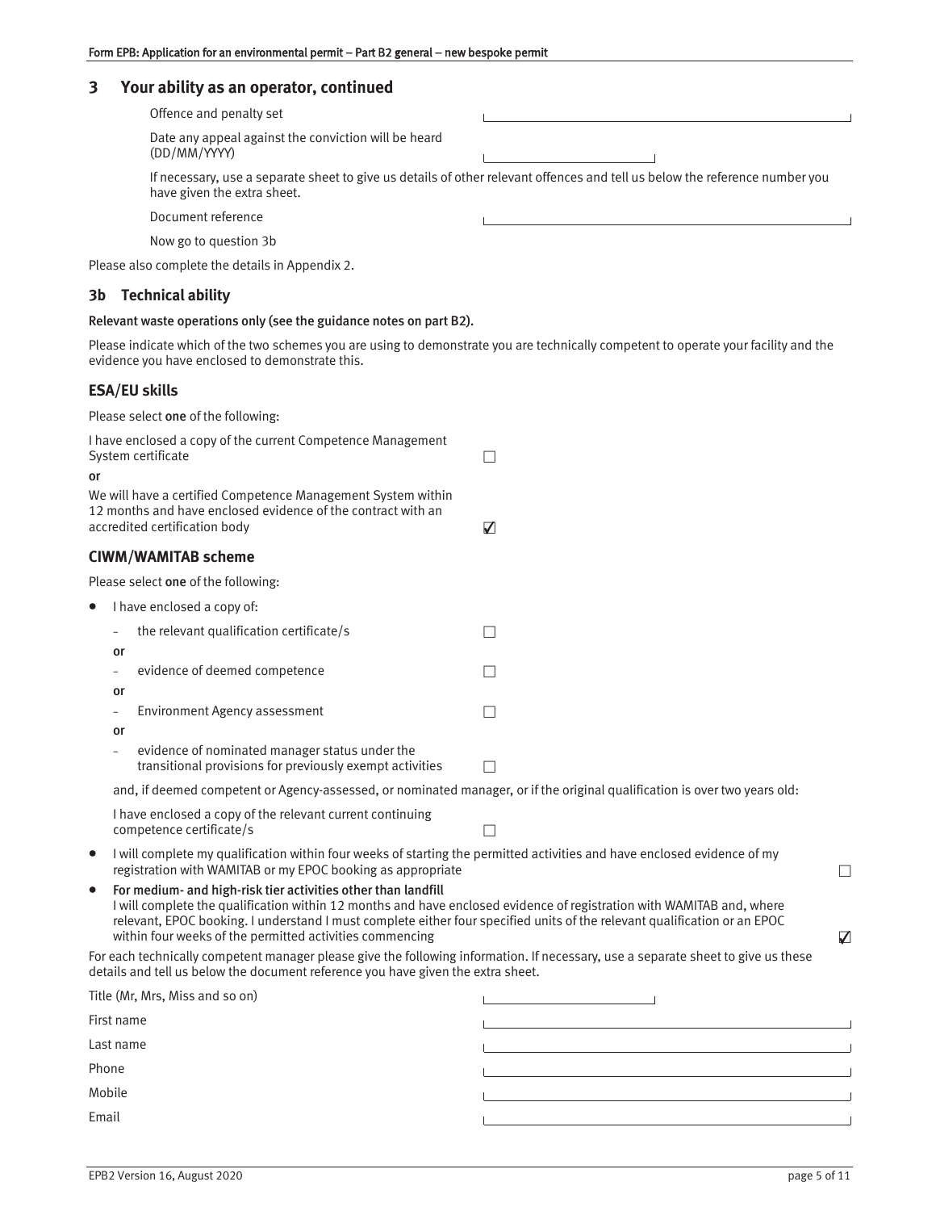## 3 Your ability as an operator, continued

Offence and penalty set

Date any appeal against the conviction will be heard (DD/MM/YYYY)

If necessary, use a separate sheet to give us details of other relevant offences and tell us below the reference number you have given the extra sheet.

Document reference

Now go to question 3b

Please also complete the details in Appendix 2.

### 3b Technical ability

**Relevant waste operations only (see the guidance notes on part B2).**

Please indicate which of the two schemes you are using to demonstrate you are technically competent to operate your facility and the evidence you have enclosed to demonstrate this.

#### ESA/EU skills

Please select **one** of the following:

I have enclosed a copy of the current Competence Management System certificate ☐

or

We will have a certified Competence Management System within 12 months and have enclosed evidence of the contract with an accredited certification body ☑

#### CIWM/WAMITAB scheme

Please select **one** of the following:

- I have enclosed a copy of:
  - the relevant qualification certificate/s ☐

  or
  - evidence of deemed competence ☐

  or
  - Environment Agency assessment ☐

  or
  - evidence of nominated manager status under the transitional provisions for previously exempt activities ☐

  and, if deemed competent or Agency-assessed, or nominated manager, or if the original qualification is over two years old:

  I have enclosed a copy of the relevant current continuing competence certificate/s ☐

- I will complete my qualification within four weeks of starting the permitted activities and have enclosed evidence of my registration with WAMITAB or my EPOC booking as appropriate ☐
- **For medium- and high-risk tier activities other than landfill**
  I will complete the qualification within 12 months and have enclosed evidence of registration with WAMITAB and, where relevant, EPOC booking. I understand I must complete either four specified units of the relevant qualification or an EPOC within four weeks of the permitted activities commencing ☑

For each technically competent manager please give the following information. If necessary, use a separate sheet to give us these details and tell us below the document reference you have given the extra sheet.

Title (Mr, Mrs, Miss and so on)

First name

Last name

Phone

Mobile

Email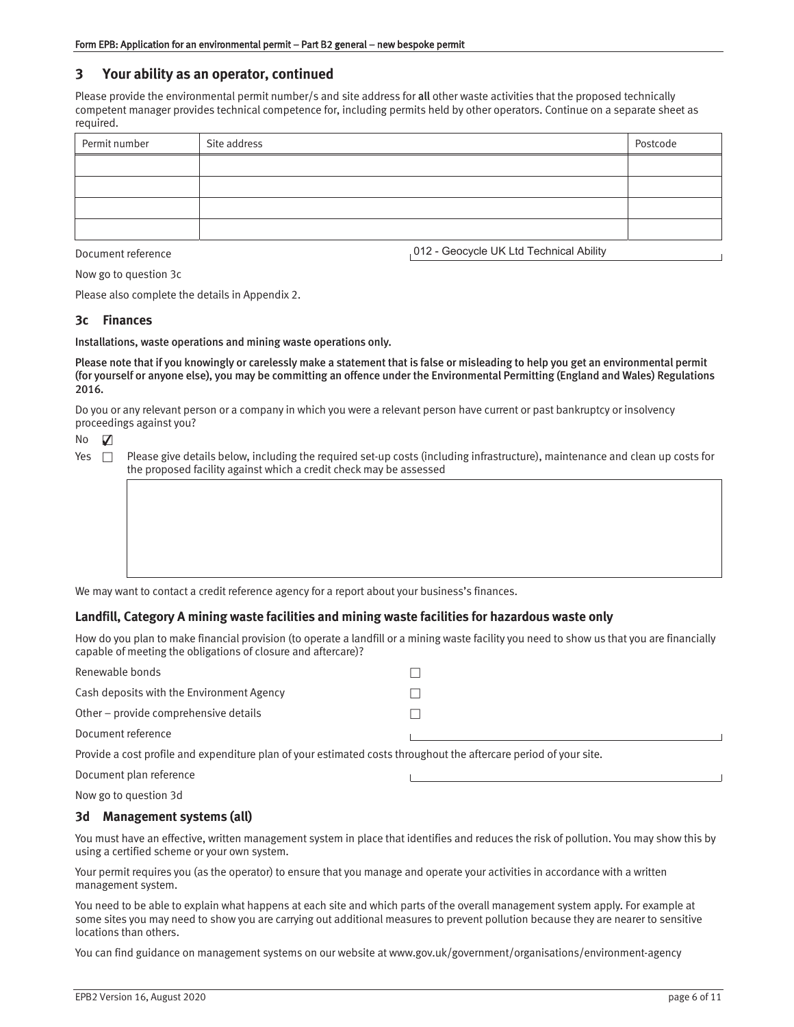## 3 Your ability as an operator, continued

Please provide the environmental permit number/s and site address for **all** other waste activities that the proposed technically competent manager provides technical competence for, including permits held by other operators. Continue on a separate sheet as required.

| Permit number | Site address | Postcode |
|---|---|---|
| | | |
| | | |
| | | |
| | | |

Document reference: 012 - Geocycle UK Ltd Technical Ability

Now go to question 3c

Please also complete the details in Appendix 2.

### 3c Finances

**Installations, waste operations and mining waste operations only.**

**Please note that if you knowingly or carelessly make a statement that is false or misleading to help you get an environmental permit (for yourself or anyone else), you may be committing an offence under the Environmental Permitting (England and Wales) Regulations 2016.**

Do you or any relevant person or a company in which you were a relevant person have current or past bankruptcy or insolvency proceedings against you?

No ☑

Yes ☐ Please give details below, including the required set-up costs (including infrastructure), maintenance and clean up costs for the proposed facility against which a credit check may be assessed

We may want to contact a credit reference agency for a report about your business's finances.

### Landfill, Category A mining waste facilities and mining waste facilities for hazardous waste only

How do you plan to make financial provision (to operate a landfill or a mining waste facility you need to show us that you are financially capable of meeting the obligations of closure and aftercare)?

Renewable bonds ☐

Cash deposits with the Environment Agency ☐

Other – provide comprehensive details ☐

Document reference

Provide a cost profile and expenditure plan of your estimated costs throughout the aftercare period of your site.

Document plan reference

Now go to question 3d

### 3d Management systems (all)

You must have an effective, written management system in place that identifies and reduces the risk of pollution. You may show this by using a certified scheme or your own system.

Your permit requires you (as the operator) to ensure that you manage and operate your activities in accordance with a written management system.

You need to be able to explain what happens at each site and which parts of the overall management system apply. For example at some sites you may need to show you are carrying out additional measures to prevent pollution because they are nearer to sensitive locations than others.

You can find guidance on management systems on our website at www.gov.uk/government/organisations/environment-agency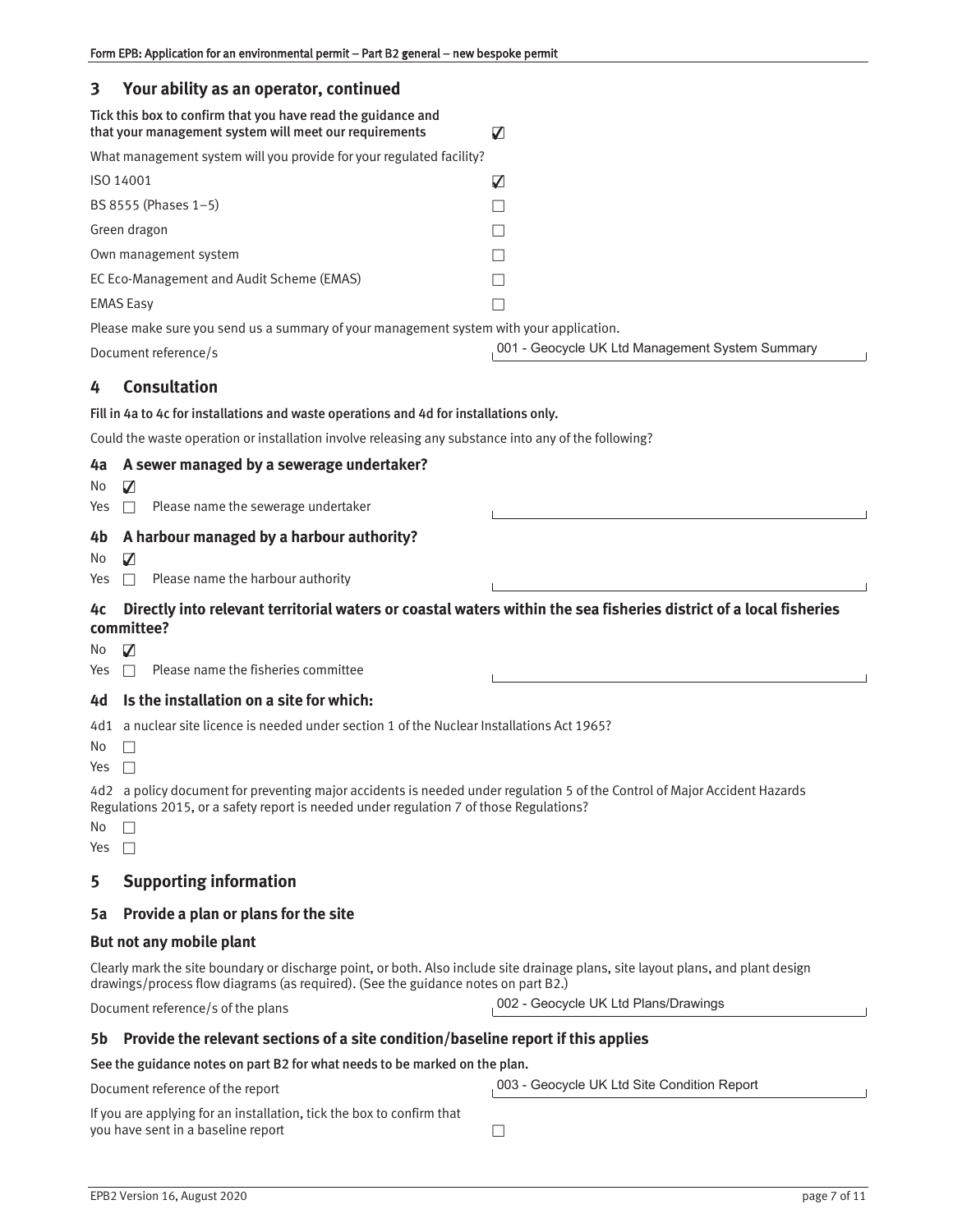## 3 Your ability as an operator, continued

**Tick this box to confirm that you have read the guidance and that your management system will meet our requirements** ☑

What management system will you provide for your regulated facility?

- ISO 14001 ☑
- BS 8555 (Phases 1–5) ☐
- Green dragon ☐
- Own management system ☐
- EC Eco-Management and Audit Scheme (EMAS) ☐
- EMAS Easy ☐

Please make sure you send us a summary of your management system with your application.

Document reference/s: 001 - Geocycle UK Ltd Management System Summary

## 4 Consultation

**Fill in 4a to 4c for installations and waste operations and 4d for installations only.**

Could the waste operation or installation involve releasing any substance into any of the following?

### 4a A sewer managed by a sewerage undertaker?

No ☑

Yes ☐ Please name the sewerage undertaker

### 4b A harbour managed by a harbour authority?

No ☑

Yes ☐ Please name the harbour authority

### 4c Directly into relevant territorial waters or coastal waters within the sea fisheries district of a local fisheries committee?

No ☑

Yes ☐ Please name the fisheries committee

### 4d Is the installation on a site for which:

4d1 a nuclear site licence is needed under section 1 of the Nuclear Installations Act 1965?

No ☐

Yes ☐

4d2 a policy document for preventing major accidents is needed under regulation 5 of the Control of Major Accident Hazards Regulations 2015, or a safety report is needed under regulation 7 of those Regulations?

No ☐

Yes ☐

## 5 Supporting information

### 5a Provide a plan or plans for the site

### But not any mobile plant

Clearly mark the site boundary or discharge point, or both. Also include site drainage plans, site layout plans, and plant design drawings/process flow diagrams (as required). (See the guidance notes on part B2.)

Document reference/s of the plans: 002 - Geocycle UK Ltd Plans/Drawings

### 5b Provide the relevant sections of a site condition/baseline report if this applies

**See the guidance notes on part B2 for what needs to be marked on the plan.**

Document reference of the report: 003 - Geocycle UK Ltd Site Condition Report

If you are applying for an installation, tick the box to confirm that you have sent in a baseline report ☐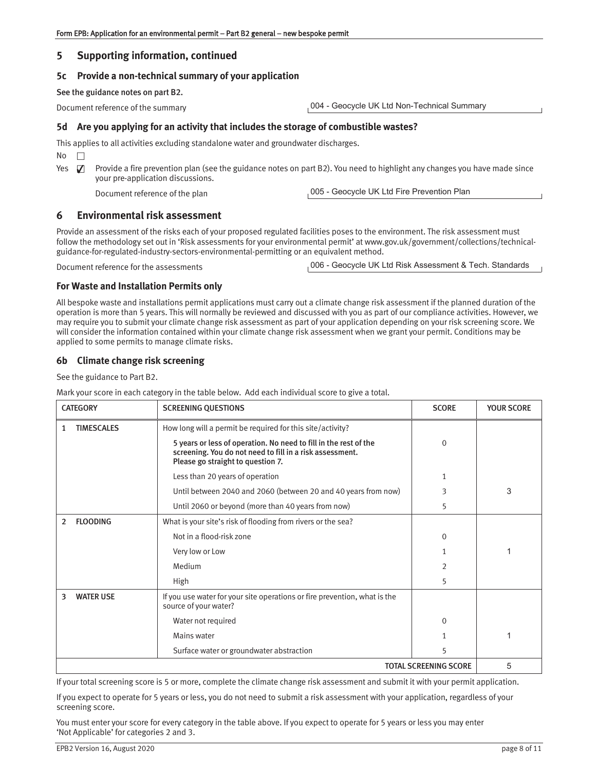## 5 Supporting information, continued

### 5c Provide a non-technical summary of your application

**See the guidance notes on part B2.**

Document reference of the summary: 004 - Geocycle UK Ltd Non-Technical Summary

### 5d Are you applying for an activity that includes the storage of combustible wastes?

This applies to all activities excluding standalone water and groundwater discharges.

No ☐

Yes ☑ Provide a fire prevention plan (see the guidance notes on part B2). You need to highlight any changes you have made since your pre-application discussions.

Document reference of the plan: 005 - Geocycle UK Ltd Fire Prevention Plan

## 6 Environmental risk assessment

Provide an assessment of the risks each of your proposed regulated facilities poses to the environment. The risk assessment must follow the methodology set out in 'Risk assessments for your environmental permit' at www.gov.uk/government/collections/technical-guidance-for-regulated-industry-sectors-environmental-permitting or an equivalent method.

Document reference for the assessments: 006 - Geocycle UK Ltd Risk Assessment & Tech. Standards

### For Waste and Installation Permits only

All bespoke waste and installations permit applications must carry out a climate change risk assessment if the planned duration of the operation is more than 5 years. This will normally be reviewed and discussed with you as part of our compliance activities. However, we may require you to submit your climate change risk assessment as part of your application depending on your risk screening score. We will consider the information contained within your climate change risk assessment when we grant your permit. Conditions may be applied to some permits to manage climate risks.

### 6b Climate change risk screening

See the guidance to Part B2.

Mark your score in each category in the table below. Add each individual score to give a total.

| CATEGORY | SCREENING QUESTIONS | SCORE | YOUR SCORE |
|---|---|---|---|
| 1 TIMESCALES | How long will a permit be required for this site/activity? | | |
| | **5 years or less of operation. No need to fill in the rest of the screening. You do not need to fill in a risk assessment. Please go straight to question 7.** | 0 | |
| | Less than 20 years of operation | 1 | |
| | Until between 2040 and 2060 (between 20 and 40 years from now) | 3 | 3 |
| | Until 2060 or beyond (more than 40 years from now) | 5 | |
| 2 FLOODING | What is your site's risk of flooding from rivers or the sea? | | |
| | Not in a flood-risk zone | 0 | |
| | Very low or Low | 1 | 1 |
| | Medium | 2 | |
| | High | 5 | |
| 3 WATER USE | If you use water for your site operations or fire prevention, what is the source of your water? | | |
| | Water not required | 0 | |
| | Mains water | 1 | 1 |
| | Surface water or groundwater abstraction | 5 | |
| | | **TOTAL SCREENING SCORE** | 5 |

If your total screening score is 5 or more, complete the climate change risk assessment and submit it with your permit application.

If you expect to operate for 5 years or less, you do not need to submit a risk assessment with your application, regardless of your screening score.

You must enter your score for every category in the table above. If you expect to operate for 5 years or less you may enter 'Not Applicable' for categories 2 and 3.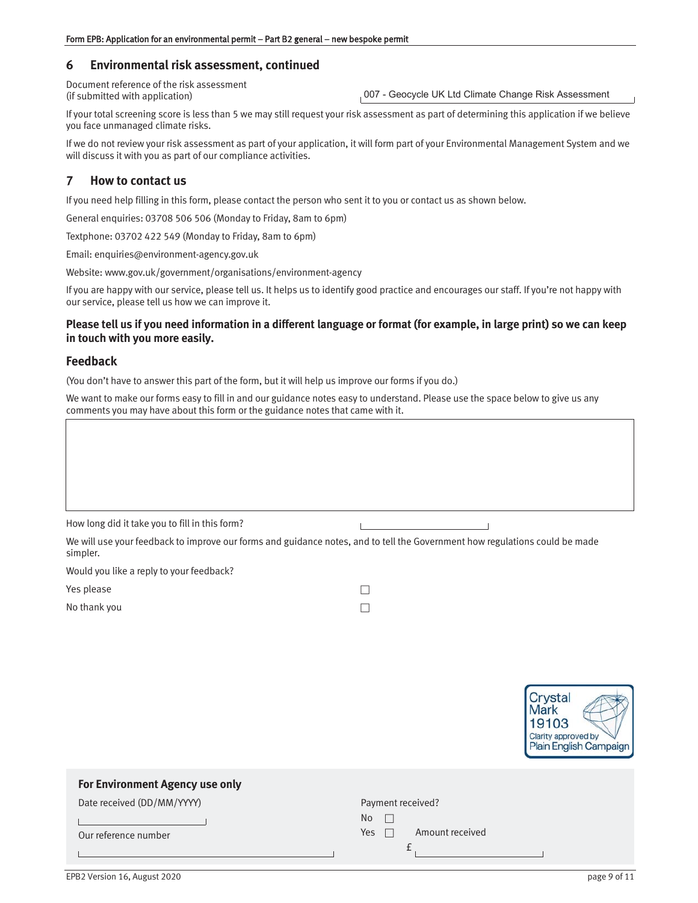## 6 Environmental risk assessment, continued

Document reference of the risk assessment (if submitted with application): 007 - Geocycle UK Ltd Climate Change Risk Assessment

If your total screening score is less than 5 we may still request your risk assessment as part of determining this application if we believe you face unmanaged climate risks.

If we do not review your risk assessment as part of your application, it will form part of your Environmental Management System and we will discuss it with you as part of our compliance activities.

## 7 How to contact us

If you need help filling in this form, please contact the person who sent it to you or contact us as shown below.

General enquiries: 03708 506 506 (Monday to Friday, 8am to 6pm)

Textphone: 03702 422 549 (Monday to Friday, 8am to 6pm)

Email: enquiries@environment-agency.gov.uk

Website: www.gov.uk/government/organisations/environment-agency

If you are happy with our service, please tell us. It helps us to identify good practice and encourages our staff. If you're not happy with our service, please tell us how we can improve it.

**Please tell us if you need information in a different language or format (for example, in large print) so we can keep in touch with you more easily.**

### Feedback

(You don't have to answer this part of the form, but it will help us improve our forms if you do.)

We want to make our forms easy to fill in and our guidance notes easy to understand. Please use the space below to give us any comments you may have about this form or the guidance notes that came with it.

How long did it take you to fill in this form?

We will use your feedback to improve our forms and guidance notes, and to tell the Government how regulations could be made simpler.

Would you like a reply to your feedback?

Yes please ☐

No thank you ☐

Crystal Mark 19103 Clarity approved by Plain English Campaign

### For Environment Agency use only

Date received (DD/MM/YYYY)

Our reference number

Payment received?

No ☐

Yes ☐ Amount received £

EPB2 Version 16, August 2020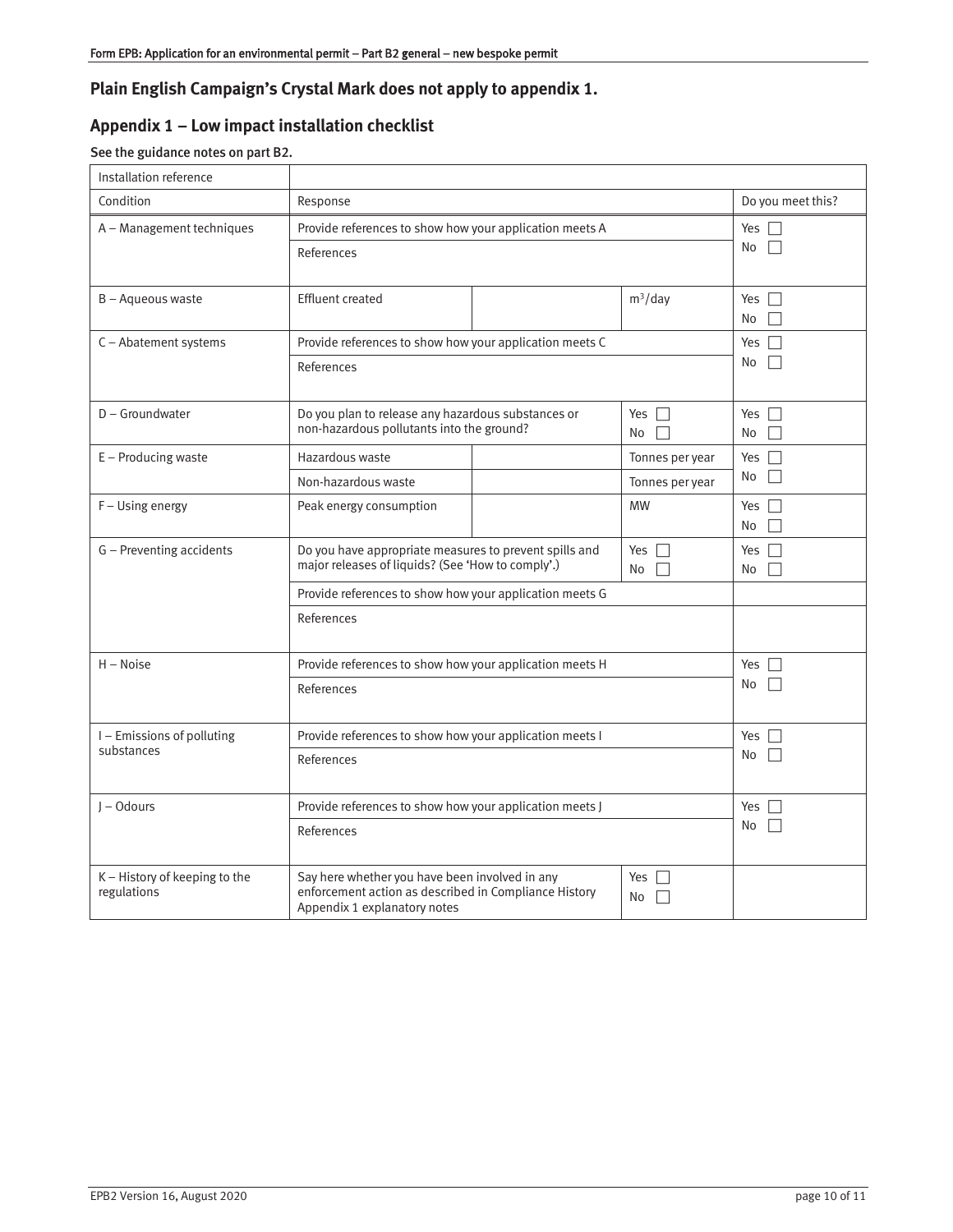**Plain English Campaign's Crystal Mark does not apply to appendix 1.**

## Appendix 1 – Low impact installation checklist

**See the guidance notes on part B2.**

| Installation reference | | | | |
|---|---|---|---|---|
| Condition | Response | | | Do you meet this? |
| A – Management techniques | Provide references to show how your application meets A | | | Yes ☐ No ☐ |
| | References | | | |
| B – Aqueous waste | Effluent created | | $m^3$/day | Yes ☐ No ☐ |
| C – Abatement systems | Provide references to show how your application meets C | | | Yes ☐ No ☐ |
| | References | | | |
| D – Groundwater | Do you plan to release any hazardous substances or non-hazardous pollutants into the ground? | | Yes ☐ No ☐ | Yes ☐ No ☐ |
| E – Producing waste | Hazardous waste | | Tonnes per year | Yes ☐ No ☐ |
| | Non-hazardous waste | | Tonnes per year | |
| F – Using energy | Peak energy consumption | | MW | Yes ☐ No ☐ |
| G – Preventing accidents | Do you have appropriate measures to prevent spills and major releases of liquids? (See 'How to comply'.) | | Yes ☐ No ☐ | Yes ☐ No ☐ |
| | Provide references to show how your application meets G | | | |
| | References | | | |
| H – Noise | Provide references to show how your application meets H | | | Yes ☐ No ☐ |
| | References | | | |
| I – Emissions of polluting substances | Provide references to show how your application meets I | | | Yes ☐ No ☐ |
| | References | | | |
| J – Odours | Provide references to show how your application meets J | | | Yes ☐ No ☐ |
| | References | | | |
| K – History of keeping to the regulations | Say here whether you have been involved in any enforcement action as described in Compliance History Appendix 1 explanatory notes | | Yes ☐ No ☐ | |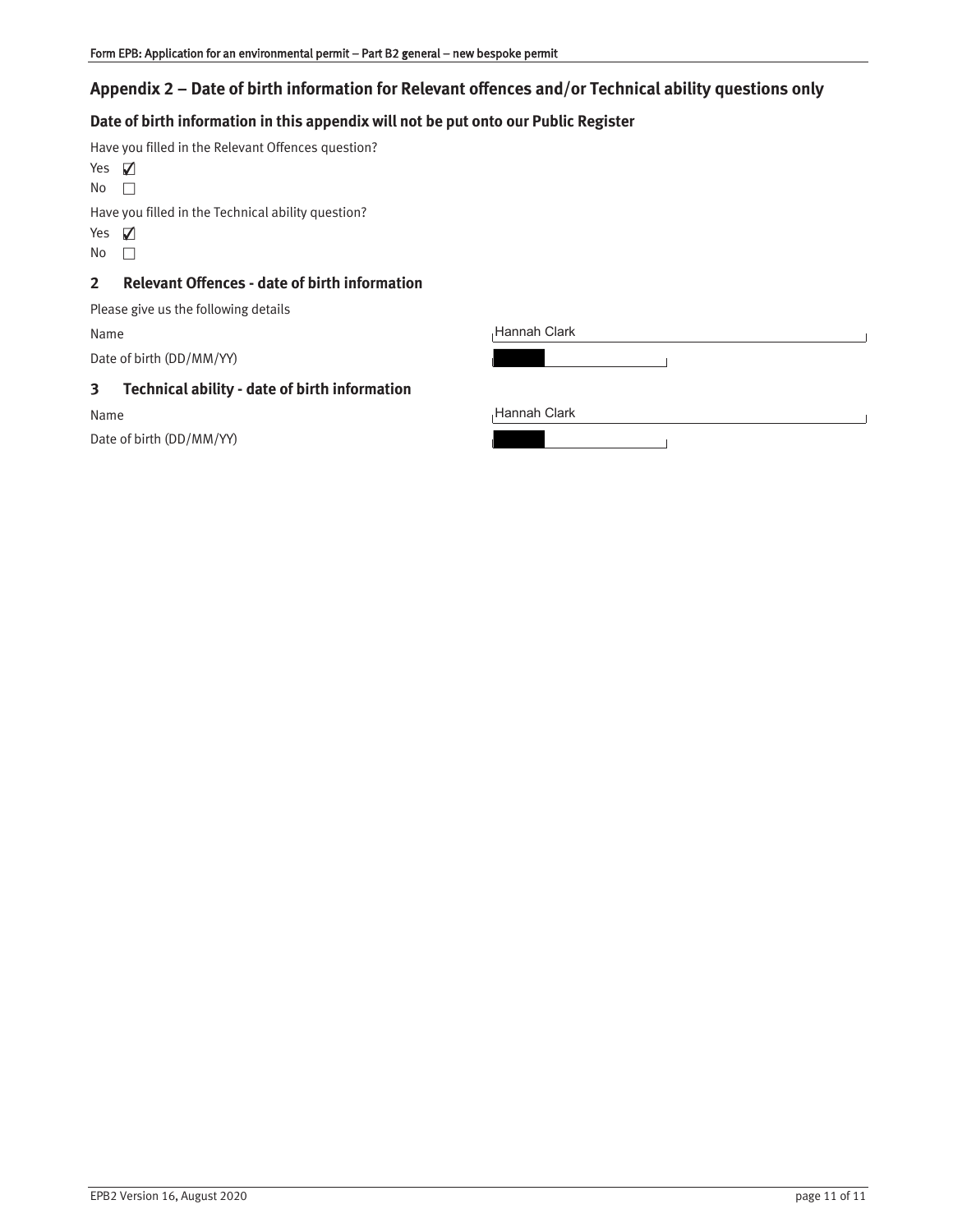## Appendix 2 – Date of birth information for Relevant offences and/or Technical ability questions only

### Date of birth information in this appendix will not be put onto our Public Register

Have you filled in the Relevant Offences question?

Yes ☑

No ☐

Have you filled in the Technical ability question?

Yes ☑

No ☐

### 2 Relevant Offences - date of birth information

Please give us the following details

Name: Hannah Clark

Date of birth (DD/MM/YY): [redacted]

### 3 Technical ability - date of birth information

Name: Hannah Clark

Date of birth (DD/MM/YY): [redacted]